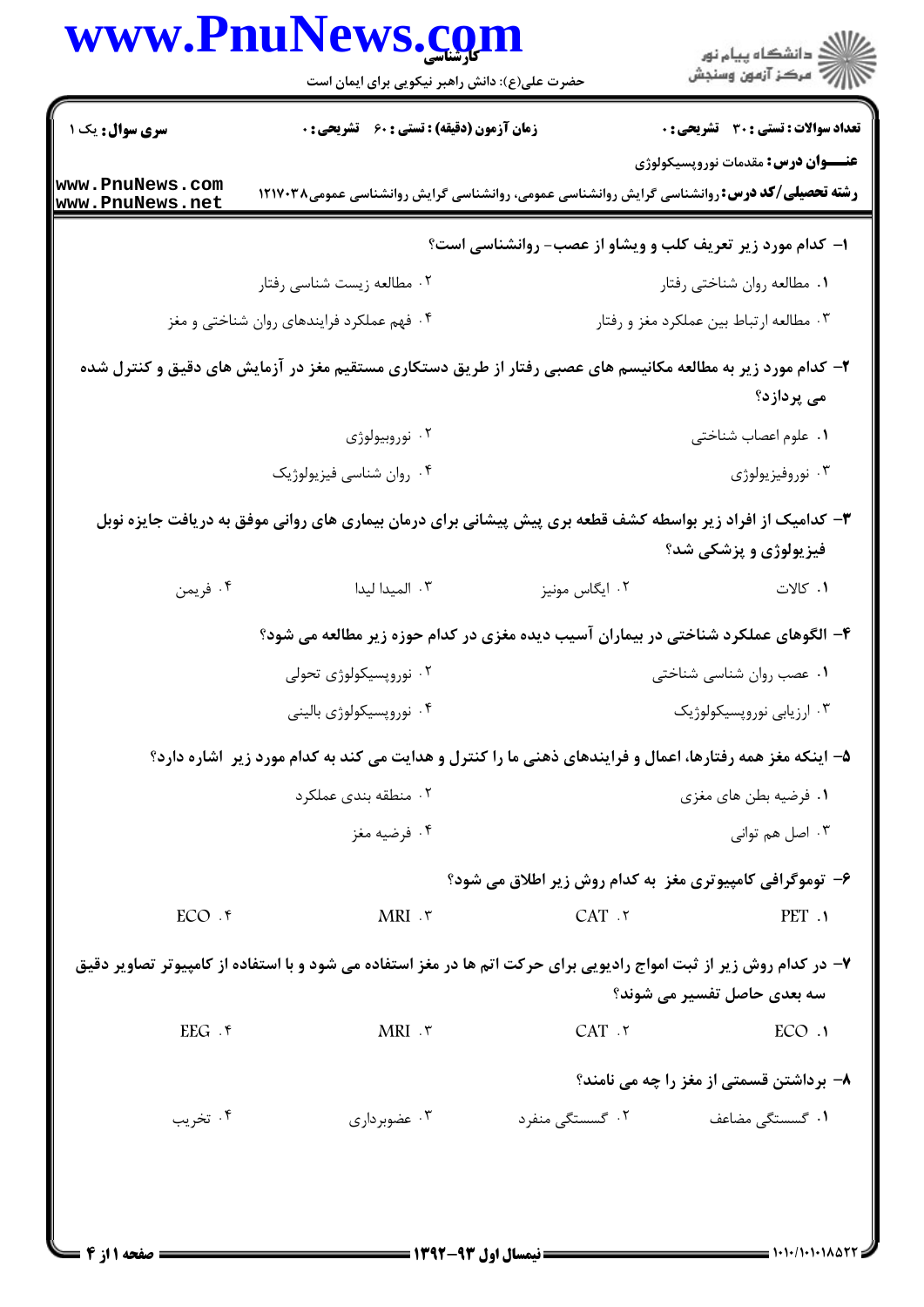**سری سوال:** یک ۱

**زمان آزمون (دقیقه) : تستی : ۶۰ تشریحی : ۰**

**تعداد سوالات : تستی : ۳۰ تشریحی : ۰**

**عنـــوان درس:** مقدمات نوروپسیکولوژی

**رشته تحصیلی/کد درس:** روانشناسی گرایش روانشناسی عمومی، روانشناسی گرایش روانشناسی عمومی۱۲۱۷۰۳۸

۱- کدام مورد زیر تعریف کلب و ویشاو از عصب- روانشناسی است؟

۱. مطالعه روان شناختی رفتار

۲. مطالعه زیست شناسی رفتار

۳. مطالعه ارتباط بین عملکرد مغز و رفتار

۴. فهم عملکرد فرایندهای روان شناختی و مغز

۲- کدام مورد زیر به مطالعه مکانیسم های عصبی رفتار از طریق دستکاری مستقیم مغز در آزمایش های دقیق و کنترل شده می پردازد؟

۱. علوم اعصاب شناختی

۲. نوروبیولوژی

۳. نوروفیزیولوژی

۴. روان شناسی فیزیولوژیک

۳- کدامیک از افراد زیر بواسطه کشف قطعه بری پیش پیشانی برای درمان بیماری های روانی موفق به دریافت جایزه نوبل فیزیولوژی و پزشکی شد؟

۱. کالات

۲. ایگاس مونیز

۳. المیدا لیدا

۴. فریمن

۴- الگوهای عملکرد شناختی در بیماران آسیب دیده مغزی در کدام حوزه زیر مطالعه می شود؟

۱. عصب روان شناسی شناختی

۲. نوروپسیکولوژی تحولی

۳. ارزیابی نوروپسیکولوژیک

۴. نوروپسیکولوژی بالینی

۵- اینکه مغز همه رفتارها، اعمال و فرایندهای ذهنی ما را کنترل و هدایت می کند به کدام مورد زیر اشاره دارد؟

۱. فرضیه بطن های مغزی

۲. منطقه بندی عملکرد

۳. اصل هم توانی

۴. فرضیه مغز

۶- توموگرافی کامپیوتری مغز به کدام روش زیر اطلاق می شود؟

۱. PET

۲. CAT

۳. MRI

۴. ECO

۷- در کدام روش زیر از ثبت امواج رادیویی برای حرکت اتم ها در مغز استفاده می شود و با استفاده از کامپیوتر تصاویر دقیق سه بعدی حاصل تفسیر می شوند؟

۱. ECO

۲. CAT

۳. MRI

۴. EEG

۸- برداشتن قسمتی از مغز را چه می نامند؟

۱. گسستگی مضاعف

۲. گسستگی منفرد

۳. عضوبرداری

۴. تخریب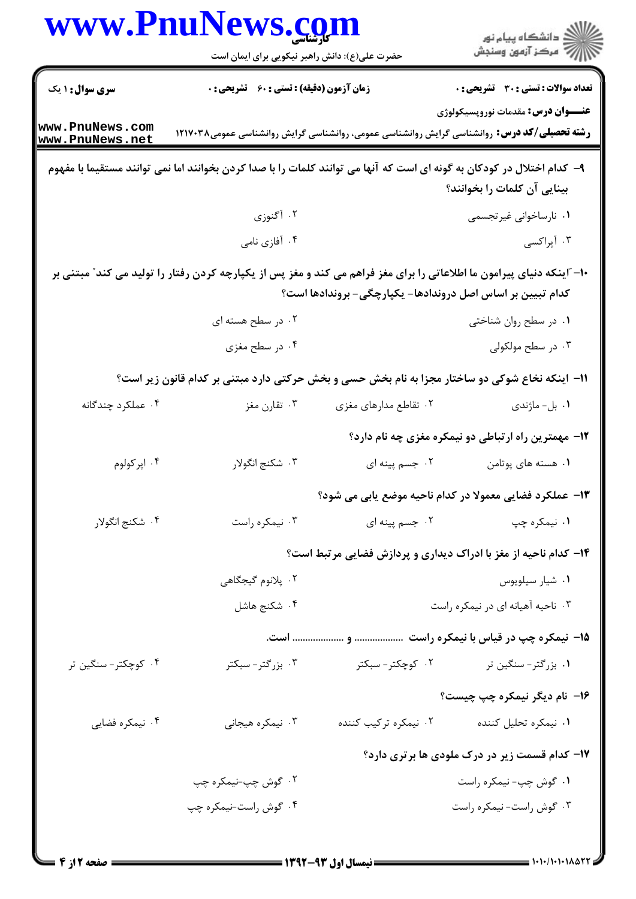**سری سوال:** ۱ یک

**زمان آزمون (دقیقه) : تستی : ۶۰ تشریحی : ۰**

**تعداد سوالات : تستی : ۳۰ تشریحی : ۰**

**عنـــوان درس:** مقدمات نوروپسیکولوژی

**رشته تحصیلی/کد درس:** روانشناسی گرایش روانشناسی عمومی، روانشناسی گرایش روانشناسی عمومی۱۲۱۷۰۳۸

**۹- کدام اختلال در کودکان به گونه ای است که آنها می توانند کلمات را با صدا کردن بخوانند اما نمی توانند مستقیما با مفهوم بینایی آن کلمات را بخوانند؟**

۱. نارساخوانی غیرتجسمی
۲. آگنوزی
۳. آپراکسی
۴. آفازی نامی

**۱۰- "اینکه دنیای پیرامون ما اطلاعاتی را برای مغز فراهم می کند و مغز پس از یکپارچه کردن رفتار را تولید می کند" مبتنی بر کدام تبیین بر اساس اصل دروندادها- یکپارچگی- بروندادها است؟**

۱. در سطح روان شناختی
۲. در سطح هسته ای
۳. در سطح مولکولی
۴. در سطح مغزی

**۱۱- اینکه نخاع شوکی دو ساختار مجزا به نام بخش حسی و بخش حرکتی دارد مبتنی بر کدام قانون زیر است؟**

۱. بل- ماژندی
۲. تقاطع مدارهای مغزی
۳. تقارن مغز
۴. عملکرد چندگانه

**۱۲- مهمترین راه ارتباطی دو نیمکره مغزی چه نام دارد؟**

۱. هسته های پوتامن
۲. جسم پینه ای
۳. شکنج انگولار
۴. اپرکولوم

**۱۳- عملکرد فضایی معمولا در کدام ناحیه موضع یابی می شود؟**

۱. نیمکره چپ
۲. جسم پینه ای
۳. نیمکره راست
۴. شکنج انگولار

**۱۴- کدام ناحیه از مغز با ادراک دیداری و پردازش فضایی مرتبط است؟**

۱. شیار سیلویوس
۲. پلانوم گیجگاهی
۳. ناحیه آهیانه ای در نیمکره راست
۴. شکنج هاشل

**۱۵- نیمکره چپ در قیاس با نیمکره راست .................. و .................. است.**

۱. بزرگتر- سنگین تر
۲. کوچکتر- سبکتر
۳. بزرگتر- سبکتر
۴. کوچکتر- سنگین تر

**۱۶- نام دیگر نیمکره چپ چیست؟**

۱. نیمکره تحلیل کننده
۲. نیمکره ترکیب کننده
۳. نیمکره هیجانی
۴. نیمکره فضایی

**۱۷- کدام قسمت زیر در درک ملودی ها برتری دارد؟**

۱. گوش چپ- نیمکره راست
۲. گوش چپ-نیمکره چپ
۳. گوش راست- نیمکره راست
۴. گوش راست-نیمکره چپ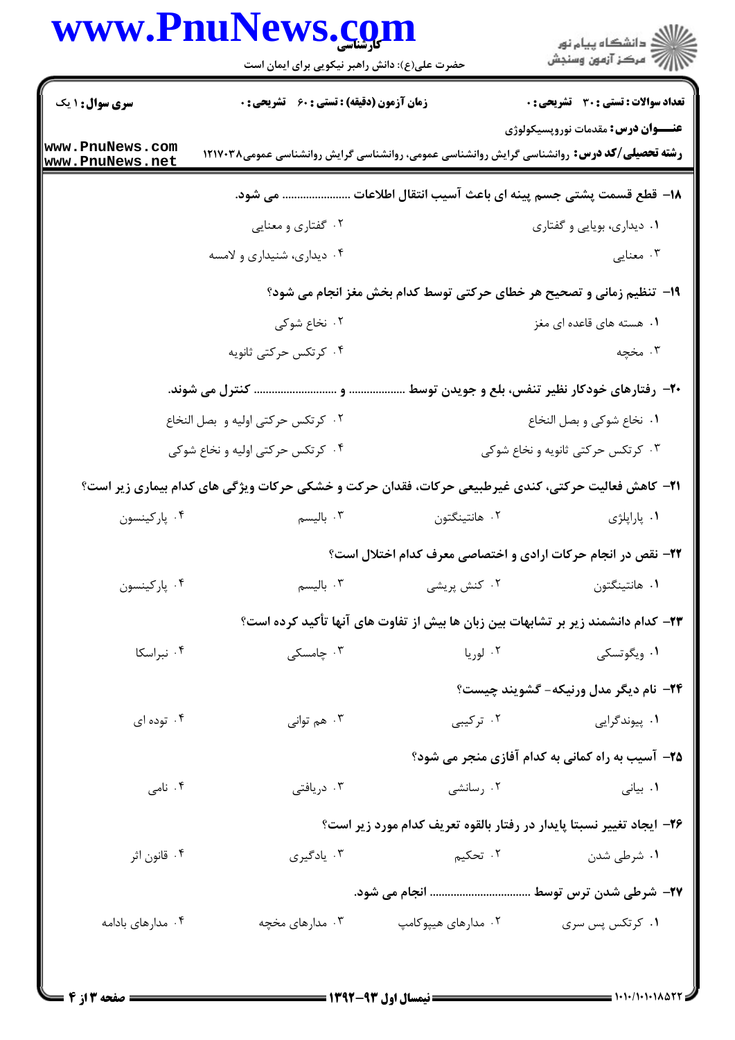**سری سوال:** ۱ یک | **زمان آزمون (دقیقه) : تستی : ۶۰ تشریحی : ۰** | **تعداد سوالات : تستی : ۳۰ تشریحی : ۰**

**عنـــوان درس:** مقدمات نوروپسیکولوژی

**رشته تحصیلی/کد درس:** روانشناسی گرایش روانشناسی عمومی، روانشناسی گرایش روانشناسی عمومی۱۲۱۷۰۳۸

۱۸- قطع قسمت پشتی جسم پینه ای باعث آسیب انتقال اطلاعات ...................... می شود.

۱. دیداری، بویایی و گفتاری
۲. گفتاری و معنایی
۳. معنایی
۴. دیداری، شنیداری و لامسه

۱۹- تنظیم زمانی و تصحیح هر خطای حرکتی توسط کدام بخش مغز انجام می شود؟

۱. هسته های قاعده ای مغز
۲. نخاع شوکی
۳. مخچه
۴. کرتکس حرکتی ثانویه

۲۰- رفتارهای خودکار نظیر تنفس، بلع و جویدن توسط .................. و ........................ کنترل می شوند.

۱. نخاع شوکی و بصل النخاع
۲. کرتکس حرکتی اولیه و بصل النخاع
۳. کرتکس حرکتی ثانویه و نخاع شوکی
۴. کرتکس حرکتی اولیه و نخاع شوکی

۲۱- کاهش فعالیت حرکتی، کندی غیرطبیعی حرکات، فقدان حرکت و خشکی حرکات ویژگی های کدام بیماری زیر است؟

۱. پاراپلژی
۲. هانتینگتون
۳. بالیسم
۴. پارکینسون

۲۲- نقص در انجام حرکات ارادی و اختصاصی معرف کدام اختلال است؟

۱. هانتینگتون
۲. کنش پریشی
۳. بالیسم
۴. پارکینسون

۲۳- کدام دانشمند زیر بر تشابهات بین زبان ها بیش از تفاوت های آنها تأکید کرده است؟

۱. ویگوتسکی
۲. لوریا
۳. چامسکی
۴. نبراسکا

۲۴- نام دیگر مدل ورنیکه- گشویند چیست؟

۱. پیوندگرایی
۲. ترکیبی
۳. هم توانی
۴. توده ای

۲۵- آسیب به راه کمانی به کدام آفازی منجر می شود؟

۱. بیانی
۲. رسانشی
۳. دریافتی
۴. نامی

۲۶- ایجاد تغییر نسبتا پایدار در رفتار بالقوه تعریف کدام مورد زیر است؟

۱. شرطی شدن
۲. تحکیم
۳. یادگیری
۴. قانون اثر

۲۷- شرطی شدن ترس توسط ................................ انجام می شود.

۱. کرتکس پس سری
۲. مدارهای هیپوکامپ
۳. مدارهای مخچه
۴. مدارهای بادامه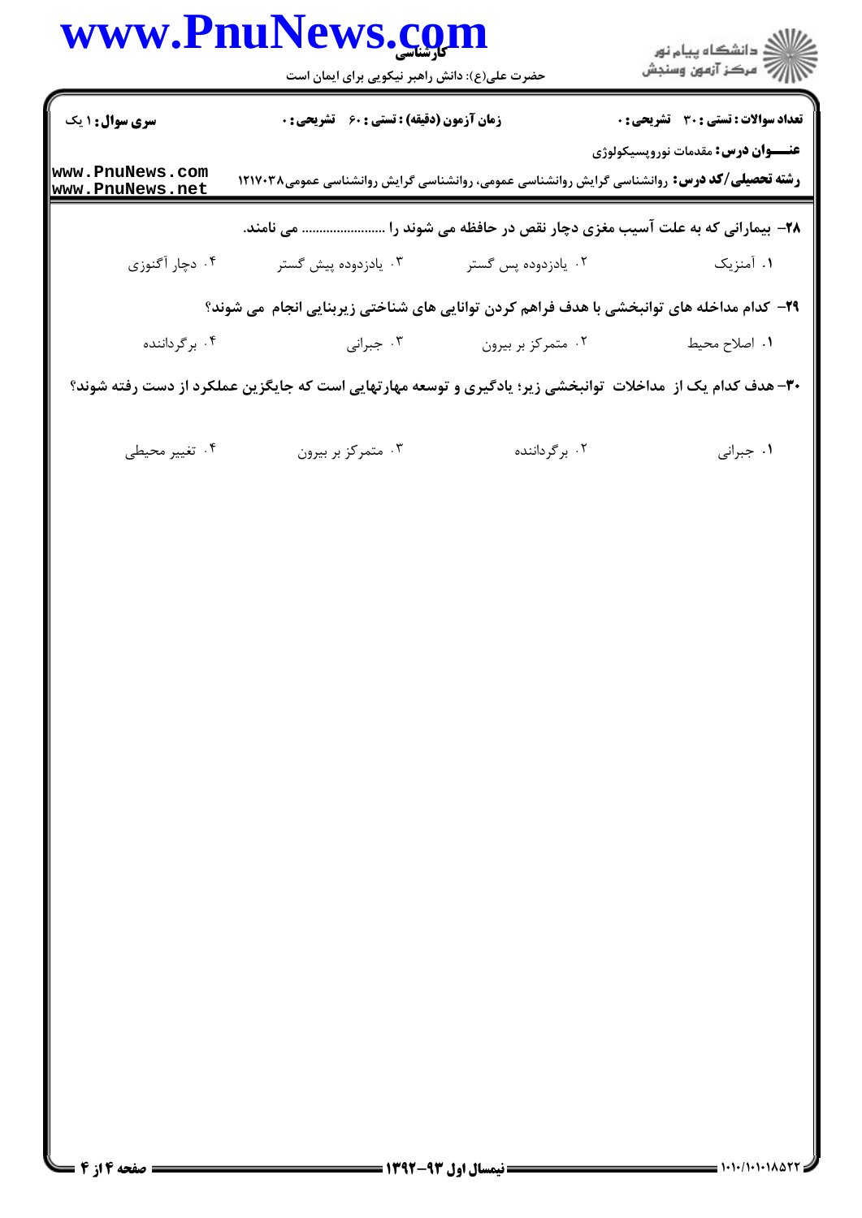۲۸- بیمارانی که به علت آسیب مغزی دچار نقص در حافظه می شوند را ........................ می نامند.

۱. آمنزیک

۲. یادزدوده پس گستر

۳. یادزدوده پیش گستر

۴. دچار آگنوزی

۲۹- کدام مداخله های توانبخشی با هدف فراهم کردن توانایی های شناختی زیربنایی انجام می شوند؟

۱. اصلاح محیط

۲. متمرکز بر بیرون

۳. جبرانی

۴. برگرداننده

۳۰- هدف کدام یک از مداخلات توانبخشی زیر؛ یادگیری و توسعه مهارتهایی است که جایگزین عملکرد از دست رفته شوند؟

۱. جبرانی

۲. برگرداننده

۳. متمرکز بر بیرون

۴. تغییر محیطی